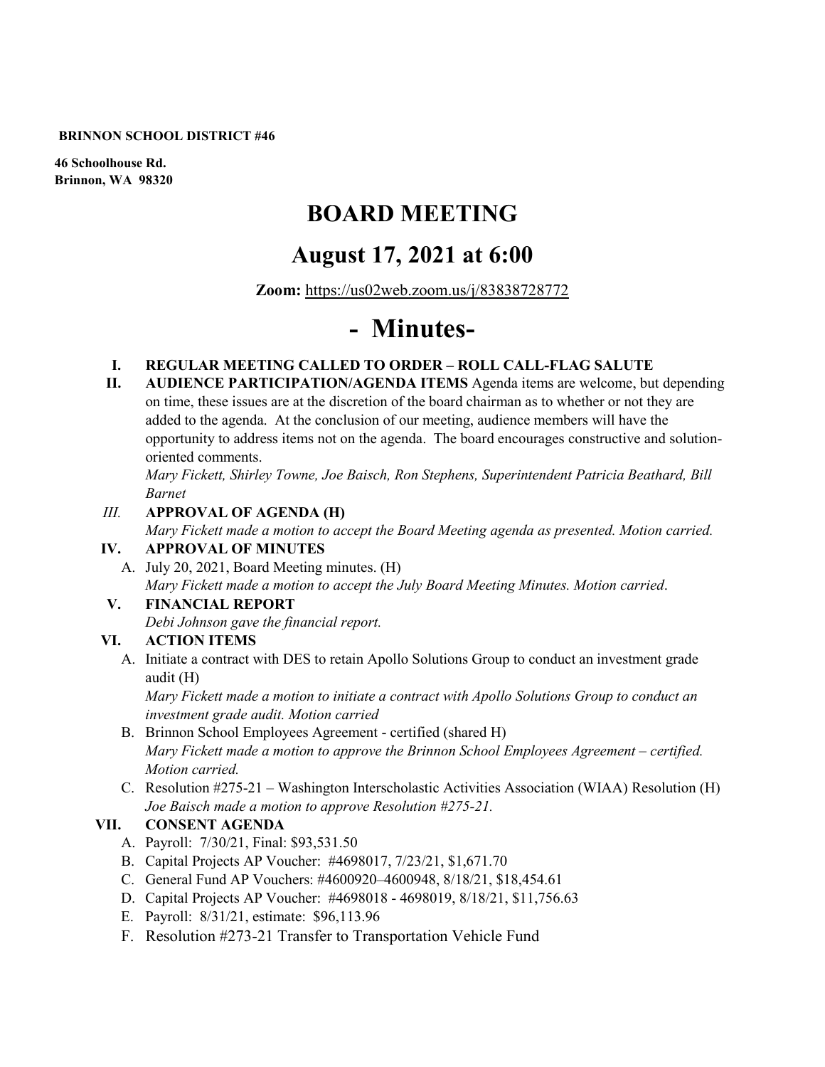**BRINNON SCHOOL DISTRICT #46**

**46 Schoolhouse Rd.**
**Brinnon, WA 98320**

# BOARD MEETING

## August 17, 2021 at 6:00

**Zoom:** https://us02web.zoom.us/j/83838728772

# - Minutes-

I. **REGULAR MEETING CALLED TO ORDER – ROLL CALL-FLAG SALUTE**

II. **AUDIENCE PARTICIPATION/AGENDA ITEMS** Agenda items are welcome, but depending on time, these issues are at the discretion of the board chairman as to whether or not they are added to the agenda. At the conclusion of our meeting, audience members will have the opportunity to address items not on the agenda. The board encourages constructive and solution-oriented comments.
*Mary Fickett, Shirley Towne, Joe Baisch, Ron Stephens, Superintendent Patricia Beathard, Bill Barnet*

*III.* **APPROVAL OF AGENDA (H)**
*Mary Fickett made a motion to accept the Board Meeting agenda as presented. Motion carried.*

IV. **APPROVAL OF MINUTES**
   A. July 20, 2021, Board Meeting minutes. (H)
   *Mary Fickett made a motion to accept the July Board Meeting Minutes. Motion carried*.

V. **FINANCIAL REPORT**
*Debi Johnson gave the financial report.*

VI. **ACTION ITEMS**
   A. Initiate a contract with DES to retain Apollo Solutions Group to conduct an investment grade audit (H)
   *Mary Fickett made a motion to initiate a contract with Apollo Solutions Group to conduct an investment grade audit. Motion carried*
   B. Brinnon School Employees Agreement - certified (shared H)
   *Mary Fickett made a motion to approve the Brinnon School Employees Agreement – certified. Motion carried.*
   C. Resolution #275-21 – Washington Interscholastic Activities Association (WIAA) Resolution (H)
   *Joe Baisch made a motion to approve Resolution #275-21.*

VII. **CONSENT AGENDA**
   A. Payroll: 7/30/21, Final: $93,531.50
   B. Capital Projects AP Voucher: #4698017, 7/23/21, $1,671.70
   C. General Fund AP Vouchers: #4600920–4600948, 8/18/21, $18,454.61
   D. Capital Projects AP Voucher: #4698018 - 4698019, 8/18/21, $11,756.63
   E. Payroll: 8/31/21, estimate: $96,113.96
   F. Resolution #273-21 Transfer to Transportation Vehicle Fund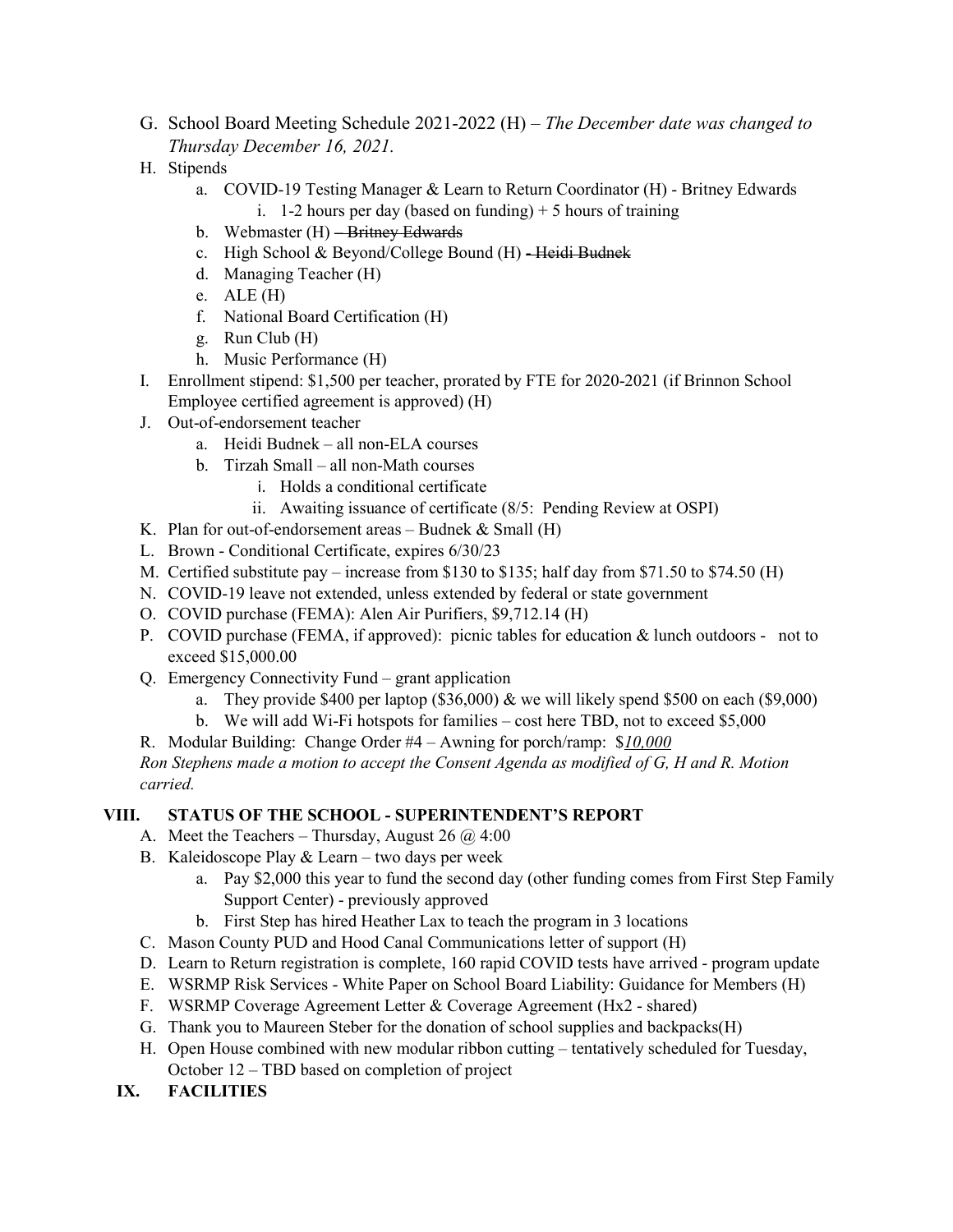G. School Board Meeting Schedule 2021-2022 (H) – *The December date was changed to Thursday December 16, 2021.*

H. Stipends
   a. COVID-19 Testing Manager & Learn to Return Coordinator (H) - Britney Edwards
      i. 1-2 hours per day (based on funding) + 5 hours of training
   b. Webmaster (H) ~~– Britney Edwards~~
   c. High School & Beyond/College Bound (H) ~~- Heidi Budnek~~
   d. Managing Teacher (H)
   e. ALE (H)
   f. National Board Certification (H)
   g. Run Club (H)
   h. Music Performance (H)

I. Enrollment stipend: $1,500 per teacher, prorated by FTE for 2020-2021 (if Brinnon School Employee certified agreement is approved) (H)

J. Out-of-endorsement teacher
   a. Heidi Budnek – all non-ELA courses
   b. Tirzah Small – all non-Math courses
      i. Holds a conditional certificate
      ii. Awaiting issuance of certificate (8/5: Pending Review at OSPI)

K. Plan for out-of-endorsement areas – Budnek & Small (H)

L. Brown - Conditional Certificate, expires 6/30/23

M. Certified substitute pay – increase from $130 to $135; half day from $71.50 to $74.50 (H)

N. COVID-19 leave not extended, unless extended by federal or state government

O. COVID purchase (FEMA): Alen Air Purifiers, $9,712.14 (H)

P. COVID purchase (FEMA, if approved): picnic tables for education & lunch outdoors - not to exceed $15,000.00

Q. Emergency Connectivity Fund – grant application
   a. They provide $400 per laptop ($36,000) & we will likely spend $500 on each ($9,000)
   b. We will add Wi-Fi hotspots for families – cost here TBD, not to exceed $5,000

R. Modular Building: Change Order #4 – Awning for porch/ramp: $*<u>10,000</u>*

*Ron Stephens made a motion to accept the Consent Agenda as modified of G, H and R. Motion carried.*

## VIII. STATUS OF THE SCHOOL - SUPERINTENDENT'S REPORT

A. Meet the Teachers – Thursday, August 26 @ 4:00

B. Kaleidoscope Play & Learn – two days per week
   a. Pay $2,000 this year to fund the second day (other funding comes from First Step Family Support Center) - previously approved
   b. First Step has hired Heather Lax to teach the program in 3 locations

C. Mason County PUD and Hood Canal Communications letter of support (H)

D. Learn to Return registration is complete, 160 rapid COVID tests have arrived - program update

E. WSRMP Risk Services - White Paper on School Board Liability: Guidance for Members (H)

F. WSRMP Coverage Agreement Letter & Coverage Agreement (Hx2 - shared)

G. Thank you to Maureen Steber for the donation of school supplies and backpacks(H)

H. Open House combined with new modular ribbon cutting – tentatively scheduled for Tuesday, October 12 – TBD based on completion of project

## IX. FACILITIES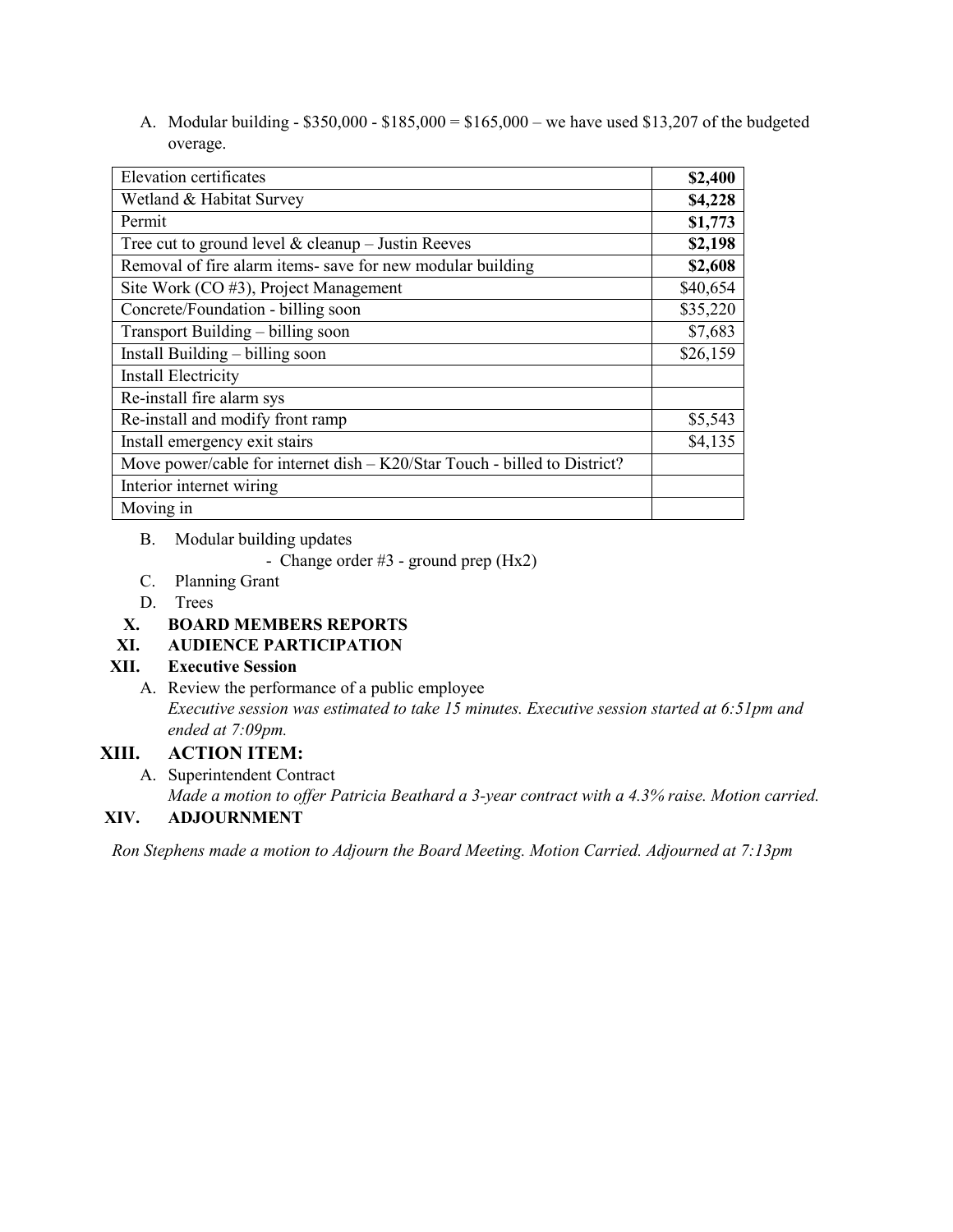A. Modular building - $350,000 - $185,000 = $165,000 – we have used $13,207 of the budgeted overage.

| | |
|---|---|
| Elevation certificates | **$2,400** |
| Wetland & Habitat Survey | **$4,228** |
| Permit | **$1,773** |
| Tree cut to ground level & cleanup – Justin Reeves | **$2,198** |
| Removal of fire alarm items- save for new modular building | **$2,608** |
| Site Work (CO #3), Project Management | $40,654 |
| Concrete/Foundation - billing soon | $35,220 |
| Transport Building – billing soon | $7,683 |
| Install Building – billing soon | $26,159 |
| Install Electricity | |
| Re-install fire alarm sys | |
| Re-install and modify front ramp | $5,543 |
| Install emergency exit stairs | $4,135 |
| Move power/cable for internet dish – K20/Star Touch - billed to District? | |
| Interior internet wiring | |
| Moving in | |

B. Modular building updates
   - Change order #3 - ground prep (Hx2)

C. Planning Grant

D. Trees

**X. BOARD MEMBERS REPORTS**

**XI. AUDIENCE PARTICIPATION**

**XII. Executive Session**

A. Review the performance of a public employee
*Executive session was estimated to take 15 minutes. Executive session started at 6:51pm and ended at 7:09pm.*

**XIII. ACTION ITEM:**

A. Superintendent Contract
*Made a motion to offer Patricia Beathard a 3-year contract with a 4.3% raise. Motion carried.*

**XIV. ADJOURNMENT**

*Ron Stephens made a motion to Adjourn the Board Meeting. Motion Carried. Adjourned at 7:13pm*